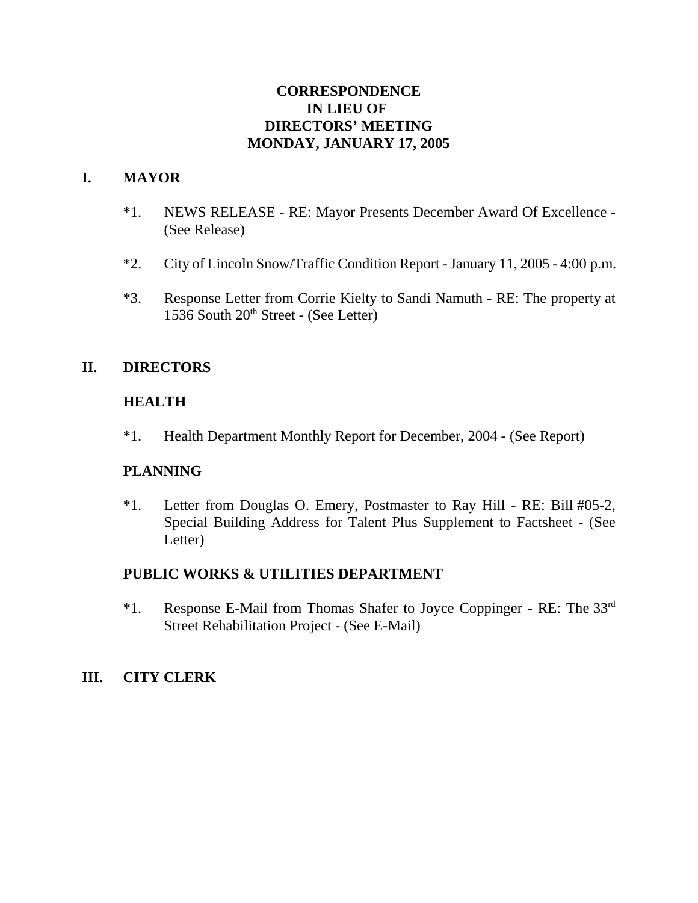# CORRESPONDENCE IN LIEU OF DIRECTORS' MEETING MONDAY, JANUARY 17, 2005

## I. MAYOR

*1. NEWS RELEASE - RE: Mayor Presents December Award Of Excellence - (See Release)

*2. City of Lincoln Snow/Traffic Condition Report - January 11, 2005 - 4:00 p.m.

*3. Response Letter from Corrie Kielty to Sandi Namuth - RE: The property at 1536 South 20th Street - (See Letter)

## II. DIRECTORS

### HEALTH

*1. Health Department Monthly Report for December, 2004 - (See Report)

### PLANNING

*1. Letter from Douglas O. Emery, Postmaster to Ray Hill - RE: Bill #05-2, Special Building Address for Talent Plus Supplement to Factsheet - (See Letter)

### PUBLIC WORKS & UTILITIES DEPARTMENT

*1. Response E-Mail from Thomas Shafer to Joyce Coppinger - RE: The 33rd Street Rehabilitation Project - (See E-Mail)

## III. CITY CLERK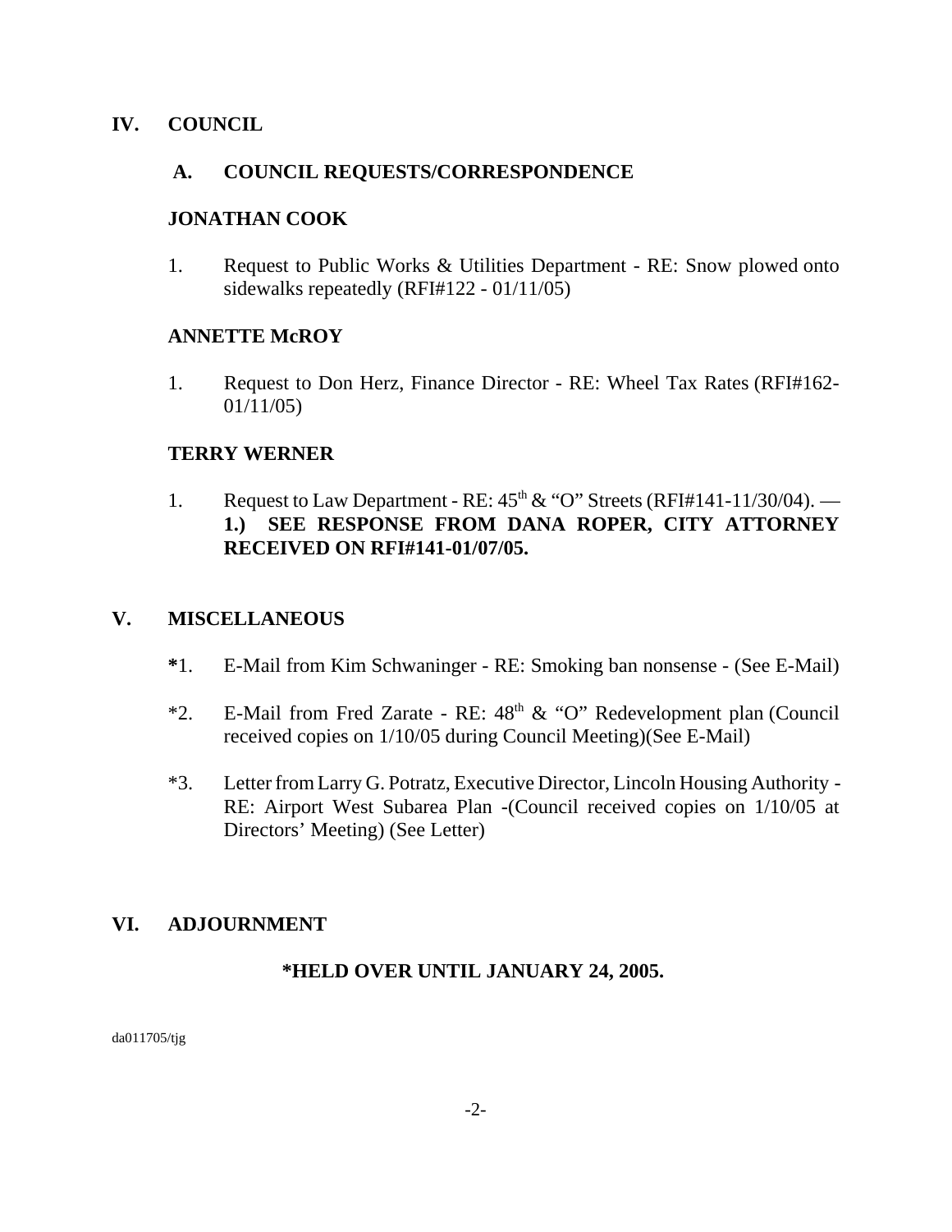## IV. COUNCIL

### A. COUNCIL REQUESTS/CORRESPONDENCE

**JONATHAN COOK**

1. Request to Public Works & Utilities Department - RE: Snow plowed onto sidewalks repeatedly (RFI#122 - 01/11/05)

**ANNETTE McROY**

1. Request to Don Herz, Finance Director - RE: Wheel Tax Rates (RFI#162- 01/11/05)

**TERRY WERNER**

1. Request to Law Department - RE: 45th & "O" Streets (RFI#141-11/30/04). — **1.) SEE RESPONSE FROM DANA ROPER, CITY ATTORNEY RECEIVED ON RFI#141-01/07/05.**

## V. MISCELLANEOUS

**\***1. E-Mail from Kim Schwaninger - RE: Smoking ban nonsense - (See E-Mail)

*2. E-Mail from Fred Zarate - RE: 48th & "O" Redevelopment plan (Council received copies on 1/10/05 during Council Meeting)(See E-Mail)

*3. Letter from Larry G. Potratz, Executive Director, Lincoln Housing Authority - RE: Airport West Subarea Plan -(Council received copies on 1/10/05 at Directors' Meeting) (See Letter)

## VI. ADJOURNMENT

**\*HELD OVER UNTIL JANUARY 24, 2005.**

da011705/tjg